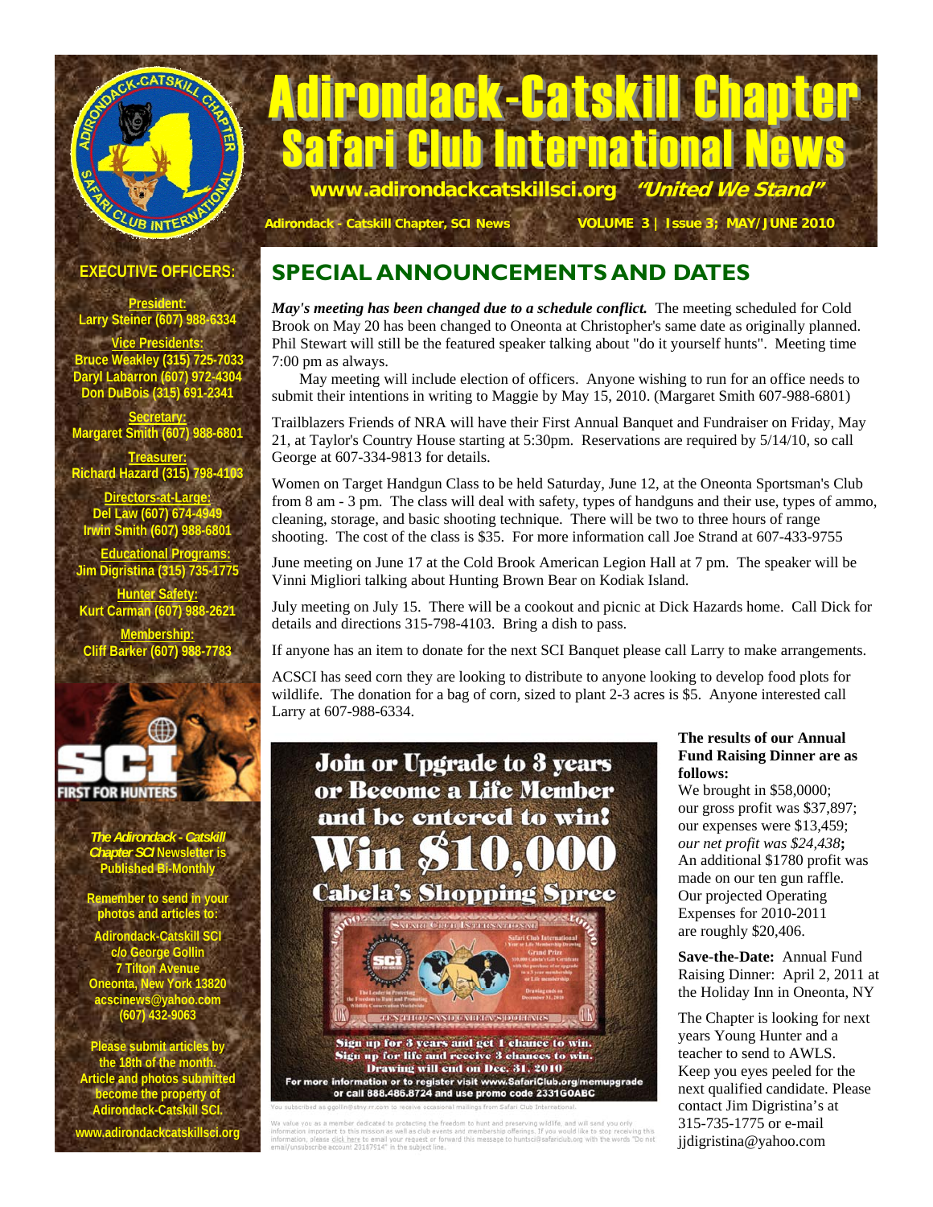# Adirondack-Catskill Chapter Safari Club International News

www.adirondackcatskillsci.org *"United We Stand"*

Adirondack - Catskill Chapter, SCI News — VOLUME 3 | Issue 3; MAY/JUNE 2010

## SPECIAL ANNOUNCEMENTS AND DATES

***May's meeting has been changed due to a schedule conflict.*** The meeting scheduled for Cold Brook on May 20 has been changed to Oneonta at Christopher's same date as originally planned. Phil Stewart will still be the featured speaker talking about "do it yourself hunts". Meeting time 7:00 pm as always.

May meeting will include election of officers. Anyone wishing to run for an office needs to submit their intentions in writing to Maggie by May 15, 2010. (Margaret Smith 607-988-6801)

Trailblazers Friends of NRA will have their First Annual Banquet and Fundraiser on Friday, May 21, at Taylor's Country House starting at 5:30pm. Reservations are required by 5/14/10, so call George at 607-334-9813 for details.

Women on Target Handgun Class to be held Saturday, June 12, at the Oneonta Sportsman's Club from 8 am - 3 pm. The class will deal with safety, types of handguns and their use, types of ammo, cleaning, storage, and basic shooting technique. There will be two to three hours of range shooting. The cost of the class is $35. For more information call Joe Strand at 607-433-9755

June meeting on June 17 at the Cold Brook American Legion Hall at 7 pm. The speaker will be Vinni Migliori talking about Hunting Brown Bear on Kodiak Island.

July meeting on July 15. There will be a cookout and picnic at Dick Hazards home. Call Dick for details and directions 315-798-4103. Bring a dish to pass.

If anyone has an item to donate for the next SCI Banquet please call Larry to make arrangements.

ACSCI has seed corn they are looking to distribute to anyone looking to develop food plots for wildlife. The donation for a bag of corn, sized to plant 2-3 acres is $5. Anyone interested call Larry at 607-988-6334.

**Join or Upgrade to 3 years or Become a Life Member and be entered to win! Win $10,000 Cabela's Shopping Spree**

Sign up for 3 years and get 1 chance to win. Sign up for life and receive 3 chances to win. Drawing will end on Dec. 31, 2010

For more information or to register visit www.SafariClub.org/memupgrade or call 888.486.8724 and use promo code 2331GOABC

**The results of our Annual Fund Raising Dinner are as follows:**

We brought in $58,0000; our gross profit was $37,897; our expenses were $13,459; *our net profit was $24,438*; An additional $1780 profit was made on our ten gun raffle. Our projected Operating Expenses for 2010-2011 are roughly $20,406.

**Save-the-Date:** Annual Fund Raising Dinner: April 2, 2011 at the Holiday Inn in Oneonta, NY

The Chapter is looking for next years Young Hunter and a teacher to send to AWLS. Keep you eyes peeled for the next qualified candidate. Please contact Jim Digristina's at 315-735-1775 or e-mail jjdigristina@yahoo.com

### EXECUTIVE OFFICERS:

**President:**
Larry Steiner (607) 988-6334

**Vice Presidents:**
Bruce Weakley (315) 725-7033
Daryl Labarron (607) 972-4304
Don DuBois (315) 691-2341

**Secretary:**
Margaret Smith (607) 988-6801

**Treasurer:**
Richard Hazard (315) 798-4103

**Directors-at-Large:**
Del Law (607) 674-4949
Irwin Smith (607) 988-6801

**Educational Programs:**
Jim Digristina (315) 735-1775

**Hunter Safety:**
Kurt Carman (607) 988-2621

**Membership:**
Cliff Barker (607) 988-7783

SCI FIRST FOR HUNTERS

*The Adirondack - Catskill Chapter SCI* Newsletter is Published Bi-Monthly

Remember to send in your photos and articles to:

Adirondack-Catskill SCI
c/o George Gollin
7 Tilton Avenue
Oneonta, New York 13820
acscinews@yahoo.com
(607) 432-9063

Please submit articles by the 18th of the month. Article and photos submitted become the property of Adirondack-Catskill SCI.

www.adirondackcatskillsci.org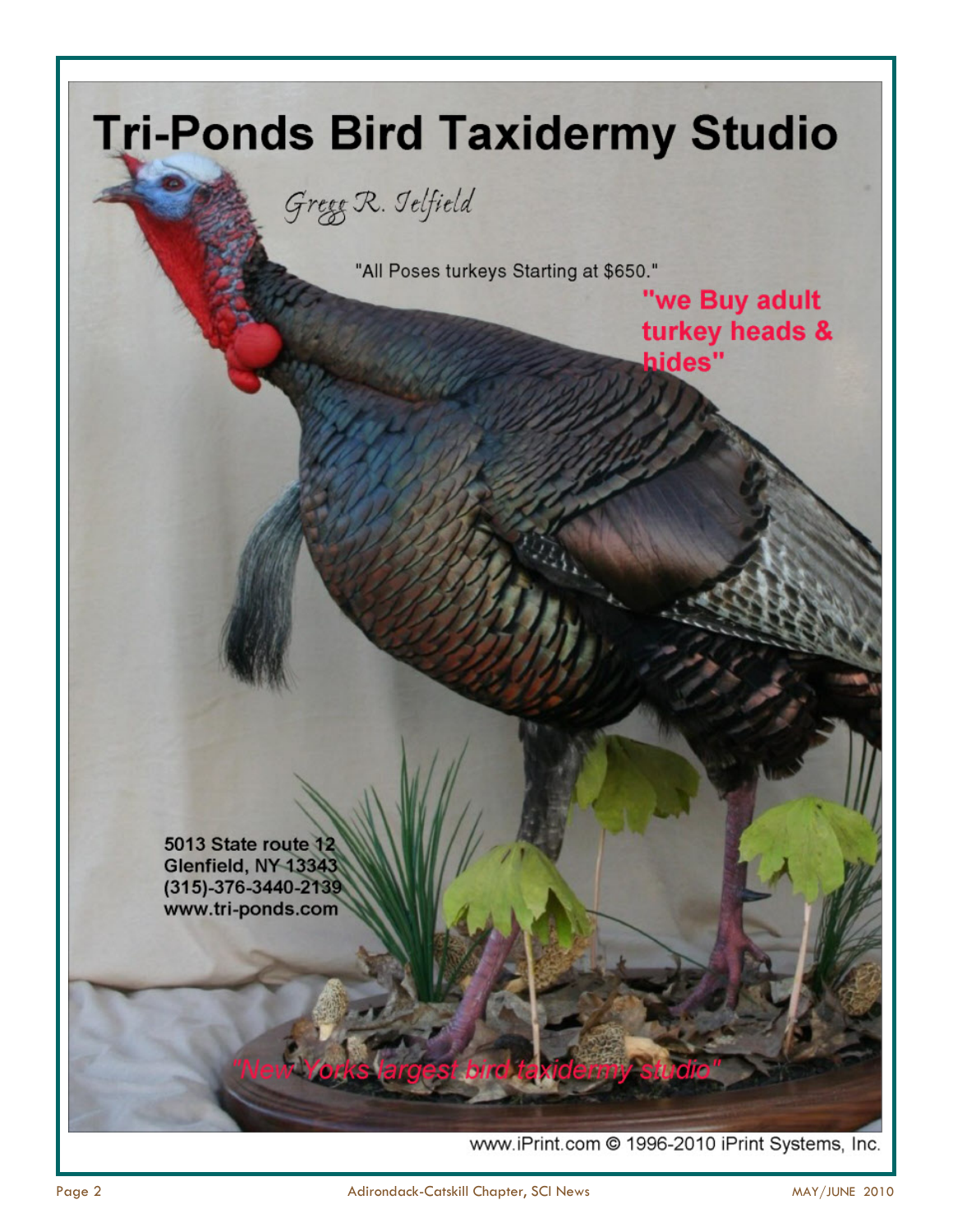# Tri-Ponds Bird Taxidermy Studio

*Gregg R. Jelfield*

"All Poses turkeys Starting at $650."

**"we Buy adult turkey heads & hides"**

**5013 State route 12**
**Glenfield, NY 13343**
**(315)-376-3440-2139**
**www.tri-ponds.com**

*"New Yorks largest bird taxidermy studio"*

www.iPrint.com © 1996-2010 iPrint Systems, Inc.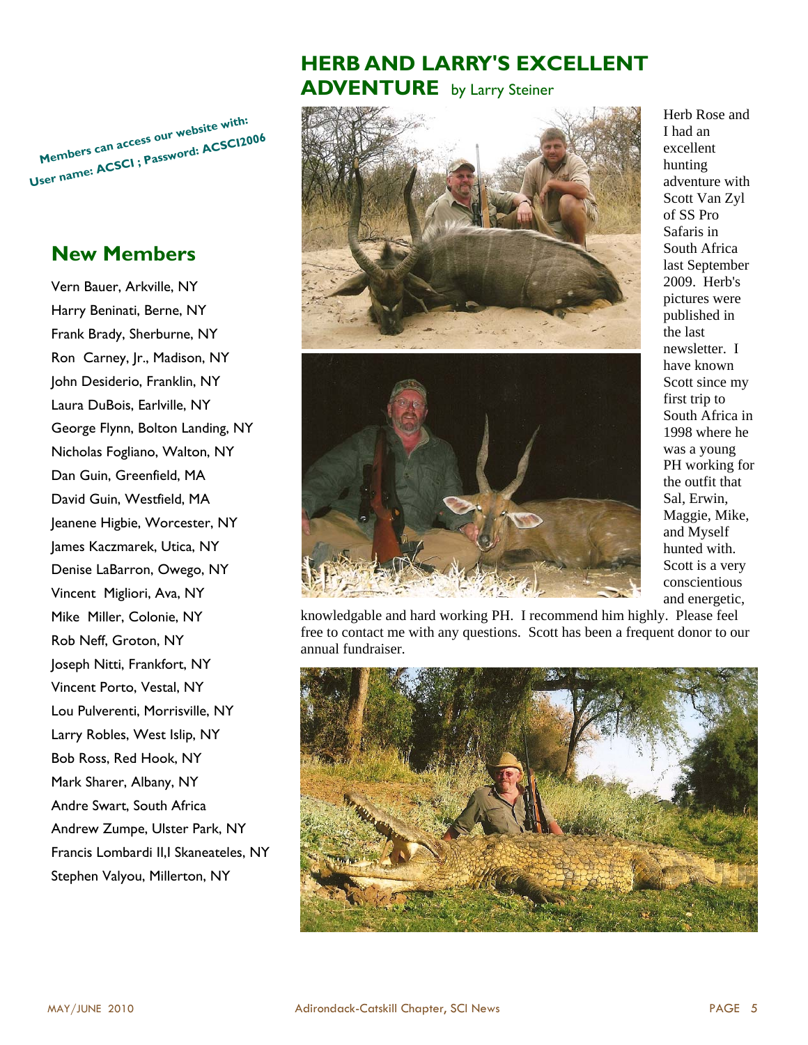Members can access our website with:
User name: ACSCI ; Password: ACSCI2006

## New Members

Vern Bauer, Arkville, NY
Harry Beninati, Berne, NY
Frank Brady, Sherburne, NY
Ron Carney, Jr., Madison, NY
John Desiderio, Franklin, NY
Laura DuBois, Earlville, NY
George Flynn, Bolton Landing, NY
Nicholas Fogliano, Walton, NY
Dan Guin, Greenfield, MA
David Guin, Westfield, MA
Jeanene Higbie, Worcester, NY
James Kaczmarek, Utica, NY
Denise LaBarron, Owego, NY
Vincent Migliori, Ava, NY
Mike Miller, Colonie, NY
Rob Neff, Groton, NY
Joseph Nitti, Frankfort, NY
Vincent Porto, Vestal, NY
Lou Pulverenti, Morrisville, NY
Larry Robles, West Islip, NY
Bob Ross, Red Hook, NY
Mark Sharer, Albany, NY
Andre Swart, South Africa
Andrew Zumpe, Ulster Park, NY
Francis Lombardi II,I Skaneateles, NY
Stephen Valyou, Millerton, NY

## HERB AND LARRY'S EXCELLENT ADVENTURE by Larry Steiner

Herb Rose and I had an excellent hunting adventure with Scott Van Zyl of SS Pro Safaris in South Africa last September 2009. Herb's pictures were published in the last newsletter. I have known Scott since my first trip to South Africa in 1998 where he was a young PH working for the outfit that Sal, Erwin, Maggie, Mike, and Myself hunted with. Scott is a very conscientious and energetic, knowledgable and hard working PH. I recommend him highly. Please feel free to contact me with any questions. Scott has been a frequent donor to our annual fundraiser.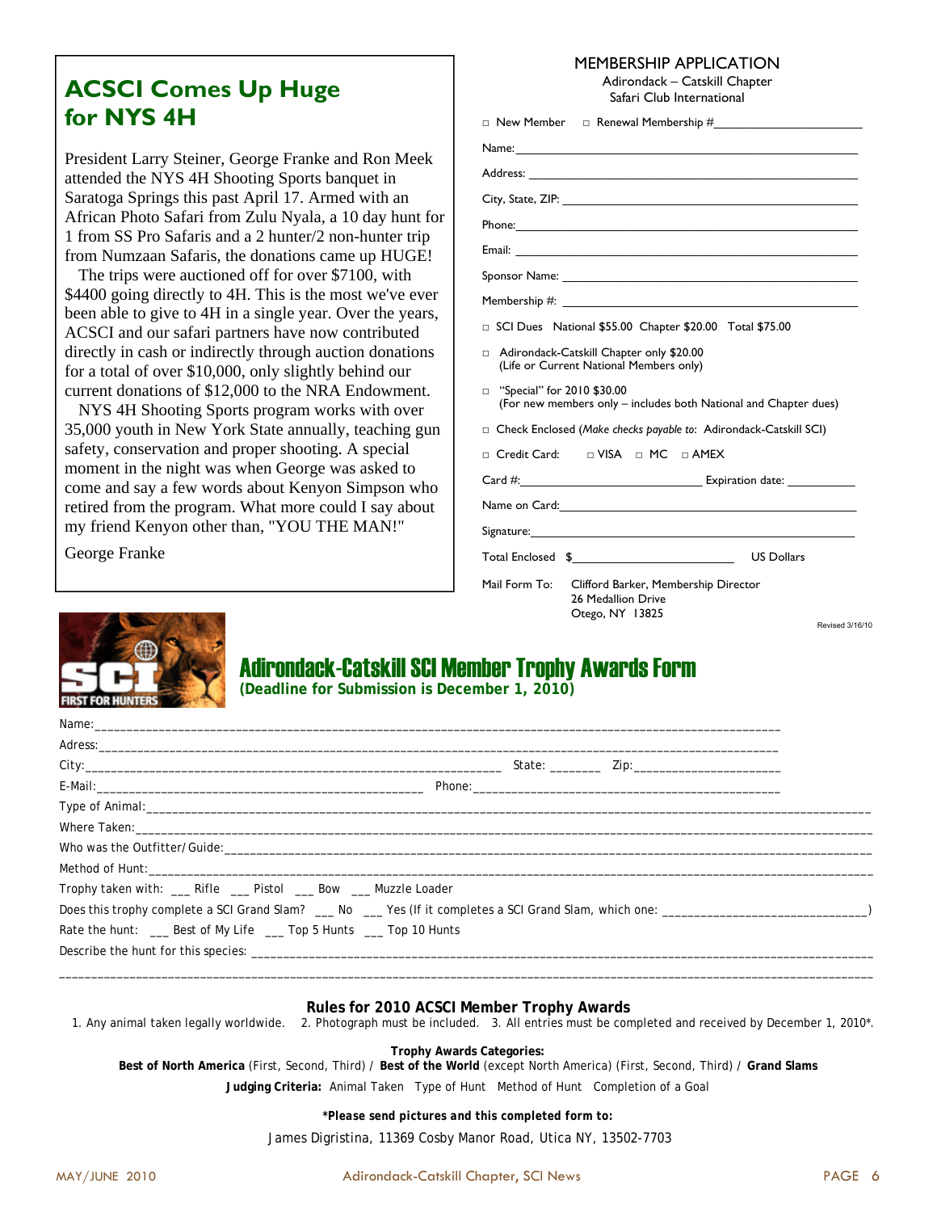## ACSCI Comes Up Huge for NYS 4H

President Larry Steiner, George Franke and Ron Meek attended the NYS 4H Shooting Sports banquet in Saratoga Springs this past April 17. Armed with an African Photo Safari from Zulu Nyala, a 10 day hunt for 1 from SS Pro Safaris and a 2 hunter/2 non-hunter trip from Numzaan Safaris, the donations came up HUGE!

The trips were auctioned off for over $7100, with $4400 going directly to 4H. This is the most we've ever been able to give to 4H in a single year. Over the years, ACSCI and our safari partners have now contributed directly in cash or indirectly through auction donations for a total of over $10,000, only slightly behind our current donations of $12,000 to the NRA Endowment.

NYS 4H Shooting Sports program works with over 35,000 youth in New York State annually, teaching gun safety, conservation and proper shooting. A special moment in the night was when George was asked to come and say a few words about Kenyon Simpson who retired from the program. What more could I say about my friend Kenyon other than, "YOU THE MAN!"

George Franke

## MEMBERSHIP APPLICATION

Adirondack – Catskill Chapter
Safari Club International

□ New Member □ Renewal Membership #\_\_\_\_\_\_\_\_\_\_\_\_\_\_\_\_

Name: \_\_\_\_\_\_\_\_\_\_\_\_\_\_\_\_\_\_\_\_\_\_\_\_\_\_\_\_\_\_

Address: \_\_\_\_\_\_\_\_\_\_\_\_\_\_\_\_\_\_\_\_\_\_\_\_\_\_\_\_\_\_

City, State, ZIP: \_\_\_\_\_\_\_\_\_\_\_\_\_\_\_\_\_\_\_\_\_\_\_\_\_\_\_\_\_\_

Phone: \_\_\_\_\_\_\_\_\_\_\_\_\_\_\_\_\_\_\_\_\_\_\_\_\_\_\_\_\_\_

Email: \_\_\_\_\_\_\_\_\_\_\_\_\_\_\_\_\_\_\_\_\_\_\_\_\_\_\_\_\_\_

Sponsor Name: \_\_\_\_\_\_\_\_\_\_\_\_\_\_\_\_\_\_\_\_\_\_\_\_\_\_\_\_\_\_

Membership #: \_\_\_\_\_\_\_\_\_\_\_\_\_\_\_\_\_\_\_\_\_\_\_\_\_\_\_\_\_\_

□ SCI Dues National $55.00 Chapter $20.00 Total $75.00

□ Adirondack-Catskill Chapter only $20.00
(Life or Current National Members only)

□ "Special" for 2010 $30.00
(For new members only – includes both National and Chapter dues)

□ Check Enclosed (*Make checks payable to*: Adirondack-Catskill SCI)

□ Credit Card: □ VISA □ MC □ AMEX

Card #: \_\_\_\_\_\_\_\_\_\_\_\_\_\_\_\_\_\_\_\_ Expiration date: \_\_\_\_\_\_\_\_\_\_

Name on Card: \_\_\_\_\_\_\_\_\_\_\_\_\_\_\_\_\_\_\_\_\_\_\_\_\_\_\_\_\_\_

Signature: \_\_\_\_\_\_\_\_\_\_\_\_\_\_\_\_\_\_\_\_\_\_\_\_\_\_\_\_\_\_

Total Enclosed $\_\_\_\_\_\_\_\_\_\_\_\_\_\_\_\_\_\_\_\_ US Dollars

Mail Form To: Clifford Barker, Membership Director
26 Medallion Drive
Otego, NY 13825

Revised 3/16/10

## Adirondack-Catskill SCI Member Trophy Awards Form

**(Deadline for Submission is December 1, 2010)**

Name: \_\_\_\_\_\_\_\_\_\_\_\_\_\_\_\_\_\_\_\_\_\_\_\_\_\_\_\_\_\_\_\_\_\_\_\_\_\_\_\_

Adress: \_\_\_\_\_\_\_\_\_\_\_\_\_\_\_\_\_\_\_\_\_\_\_\_\_\_\_\_\_\_\_\_\_\_\_\_\_\_\_\_

City: \_\_\_\_\_\_\_\_\_\_\_\_\_\_\_\_\_\_\_\_\_\_\_\_\_\_ State: \_\_\_\_\_\_\_ Zip: \_\_\_\_\_\_\_\_\_\_\_\_\_\_\_\_

E-Mail: \_\_\_\_\_\_\_\_\_\_\_\_\_\_\_\_\_\_\_\_\_\_\_\_\_\_ Phone: \_\_\_\_\_\_\_\_\_\_\_\_\_\_\_\_\_\_\_\_\_\_\_\_\_\_

Type of Animal: \_\_\_\_\_\_\_\_\_\_\_\_\_\_\_\_\_\_\_\_\_\_\_\_\_\_\_\_\_\_\_\_\_\_\_\_\_\_\_\_

Where Taken: \_\_\_\_\_\_\_\_\_\_\_\_\_\_\_\_\_\_\_\_\_\_\_\_\_\_\_\_\_\_\_\_\_\_\_\_\_\_\_\_

Who was the Outfitter/Guide: \_\_\_\_\_\_\_\_\_\_\_\_\_\_\_\_\_\_\_\_\_\_\_\_\_\_\_\_\_\_\_\_\_\_\_\_\_\_\_\_

Method of Hunt: \_\_\_\_\_\_\_\_\_\_\_\_\_\_\_\_\_\_\_\_\_\_\_\_\_\_\_\_\_\_\_\_\_\_\_\_\_\_\_\_

Trophy taken with: \_\_\_ Rifle \_\_\_ Pistol \_\_\_ Bow \_\_\_ Muzzle Loader

Does this trophy complete a SCI Grand Slam? \_\_\_ No \_\_\_ Yes (If it completes a SCI Grand Slam, which one: \_\_\_\_\_\_\_\_\_\_\_\_\_\_\_\_\_\_\_\_)

Rate the hunt: \_\_\_ Best of My Life \_\_\_ Top 5 Hunts \_\_\_ Top 10 Hunts

Describe the hunt for this species: \_\_\_\_\_\_\_\_\_\_\_\_\_\_\_\_\_\_\_\_\_\_\_\_\_\_\_\_\_\_\_\_\_\_\_\_\_\_\_\_

\_\_\_\_\_\_\_\_\_\_\_\_\_\_\_\_\_\_\_\_\_\_\_\_\_\_\_\_\_\_\_\_\_\_\_\_\_\_\_\_\_\_\_\_\_\_\_\_\_\_\_\_\_\_\_\_\_\_

### Rules for 2010 ACSCI Member Trophy Awards

1. Any animal taken legally worldwide. 2. Photograph must be included. 3. All entries must be completed and received by December 1, 2010*.

**Trophy Awards Categories:**

**Best of North America** (First, Second, Third) / **Best of the World** (except North America) (First, Second, Third) / **Grand Slams**

**Judging Criteria:** Animal Taken Type of Hunt Method of Hunt Completion of a Goal

***Please send pictures and this completed form to:**

James Digristina, 11369 Cosby Manor Road, Utica NY, 13502-7703